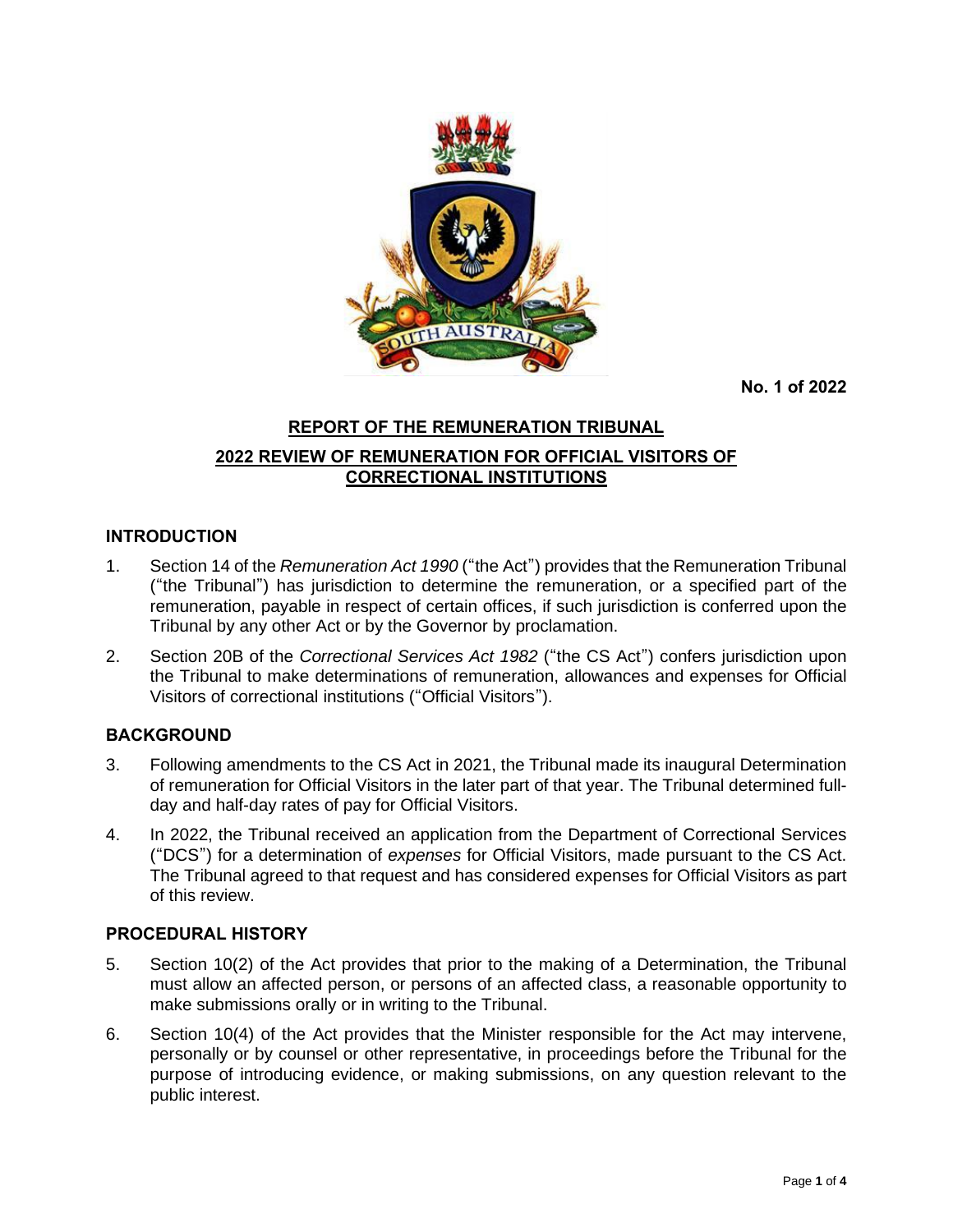**No. 1 of 2022**

# REPORT OF THE REMUNERATION TRIBUNAL

## 2022 REVIEW OF REMUNERATION FOR OFFICIAL VISITORS OF CORRECTIONAL INSTITUTIONS

### INTRODUCTION

1. Section 14 of the *Remuneration Act 1990* ("the Act") provides that the Remuneration Tribunal ("the Tribunal") has jurisdiction to determine the remuneration, or a specified part of the remuneration, payable in respect of certain offices, if such jurisdiction is conferred upon the Tribunal by any other Act or by the Governor by proclamation.

2. Section 20B of the *Correctional Services Act 1982* ("the CS Act") confers jurisdiction upon the Tribunal to make determinations of remuneration, allowances and expenses for Official Visitors of correctional institutions ("Official Visitors").

### BACKGROUND

3. Following amendments to the CS Act in 2021, the Tribunal made its inaugural Determination of remuneration for Official Visitors in the later part of that year. The Tribunal determined full-day and half-day rates of pay for Official Visitors.

4. In 2022, the Tribunal received an application from the Department of Correctional Services ("DCS") for a determination of *expenses* for Official Visitors, made pursuant to the CS Act. The Tribunal agreed to that request and has considered expenses for Official Visitors as part of this review.

### PROCEDURAL HISTORY

5. Section 10(2) of the Act provides that prior to the making of a Determination, the Tribunal must allow an affected person, or persons of an affected class, a reasonable opportunity to make submissions orally or in writing to the Tribunal.

6. Section 10(4) of the Act provides that the Minister responsible for the Act may intervene, personally or by counsel or other representative, in proceedings before the Tribunal for the purpose of introducing evidence, or making submissions, on any question relevant to the public interest.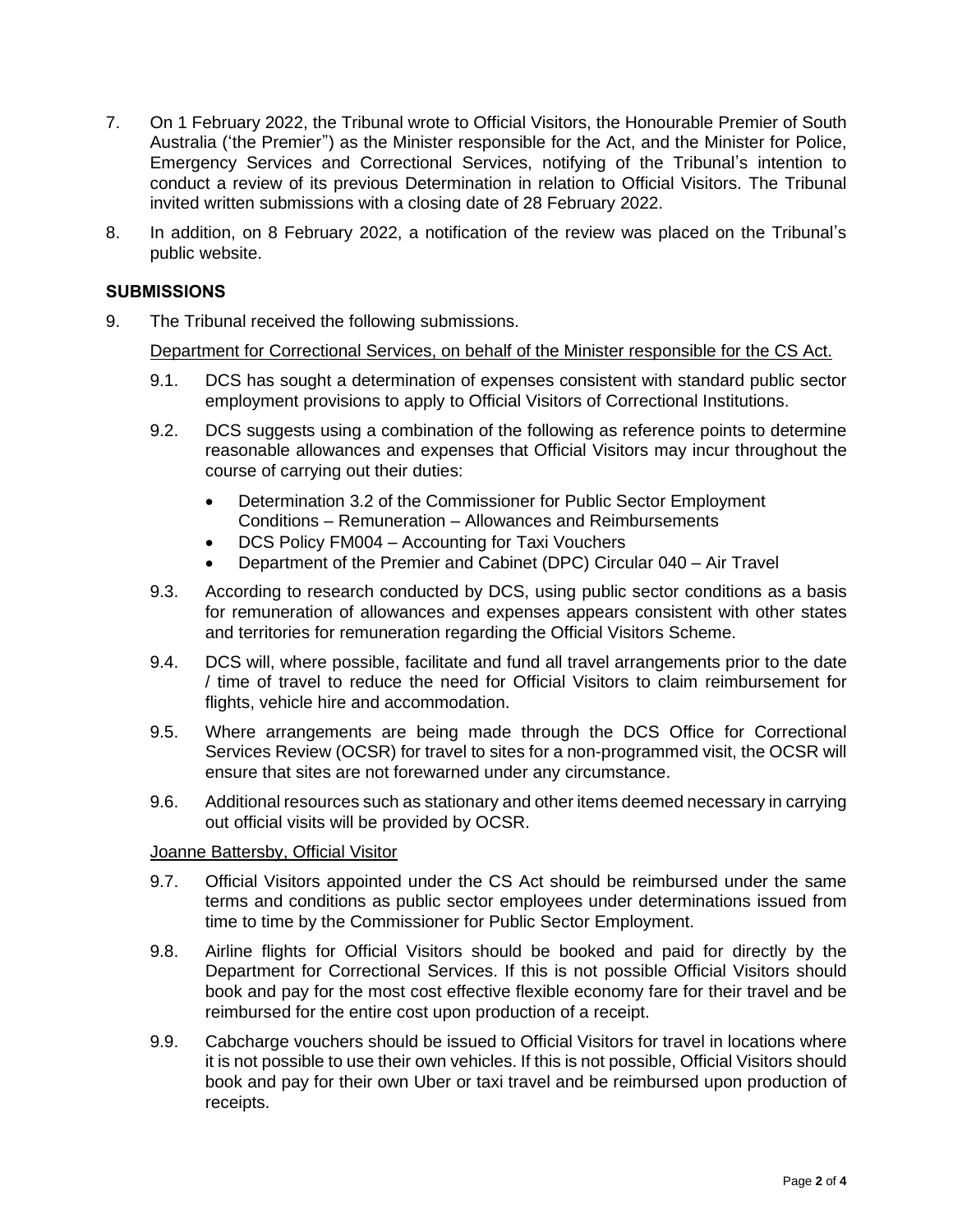7. On 1 February 2022, the Tribunal wrote to Official Visitors, the Honourable Premier of South Australia ('the Premier") as the Minister responsible for the Act, and the Minister for Police, Emergency Services and Correctional Services, notifying of the Tribunal's intention to conduct a review of its previous Determination in relation to Official Visitors. The Tribunal invited written submissions with a closing date of 28 February 2022.

8. In addition, on 8 February 2022, a notification of the review was placed on the Tribunal's public website.

## SUBMISSIONS

9. The Tribunal received the following submissions.

   Department for Correctional Services, on behalf of the Minister responsible for the CS Act.

   9.1. DCS has sought a determination of expenses consistent with standard public sector employment provisions to apply to Official Visitors of Correctional Institutions.

   9.2. DCS suggests using a combination of the following as reference points to determine reasonable allowances and expenses that Official Visitors may incur throughout the course of carrying out their duties:

   - Determination 3.2 of the Commissioner for Public Sector Employment Conditions – Remuneration – Allowances and Reimbursements
   - DCS Policy FM004 – Accounting for Taxi Vouchers
   - Department of the Premier and Cabinet (DPC) Circular 040 – Air Travel

   9.3. According to research conducted by DCS, using public sector conditions as a basis for remuneration of allowances and expenses appears consistent with other states and territories for remuneration regarding the Official Visitors Scheme.

   9.4. DCS will, where possible, facilitate and fund all travel arrangements prior to the date / time of travel to reduce the need for Official Visitors to claim reimbursement for flights, vehicle hire and accommodation.

   9.5. Where arrangements are being made through the DCS Office for Correctional Services Review (OCSR) for travel to sites for a non-programmed visit, the OCSR will ensure that sites are not forewarned under any circumstance.

   9.6. Additional resources such as stationary and other items deemed necessary in carrying out official visits will be provided by OCSR.

   Joanne Battersby, Official Visitor

   9.7. Official Visitors appointed under the CS Act should be reimbursed under the same terms and conditions as public sector employees under determinations issued from time to time by the Commissioner for Public Sector Employment.

   9.8. Airline flights for Official Visitors should be booked and paid for directly by the Department for Correctional Services. If this is not possible Official Visitors should book and pay for the most cost effective flexible economy fare for their travel and be reimbursed for the entire cost upon production of a receipt.

   9.9. Cabcharge vouchers should be issued to Official Visitors for travel in locations where it is not possible to use their own vehicles. If this is not possible, Official Visitors should book and pay for their own Uber or taxi travel and be reimbursed upon production of receipts.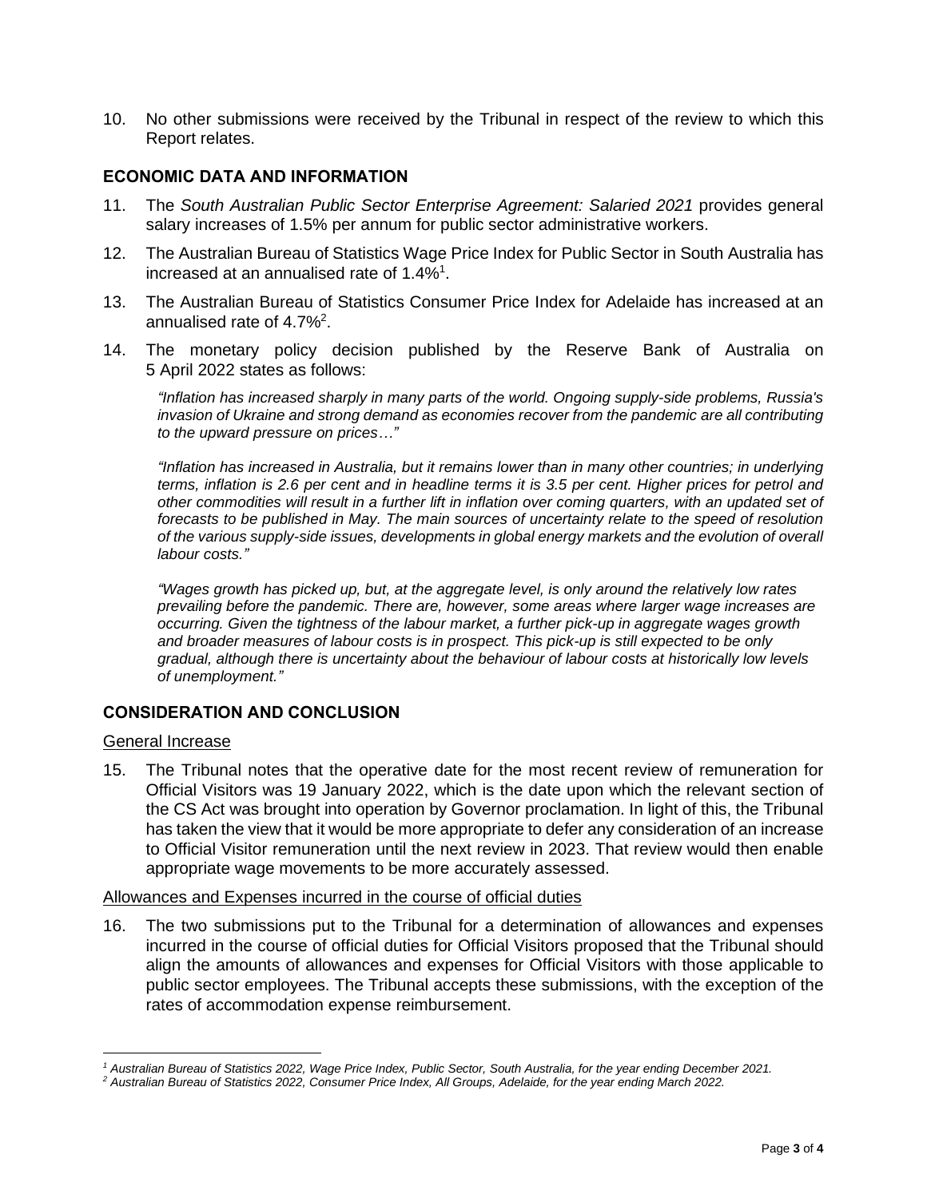10. No other submissions were received by the Tribunal in respect of the review to which this Report relates.

## ECONOMIC DATA AND INFORMATION

11. The *South Australian Public Sector Enterprise Agreement: Salaried 2021* provides general salary increases of 1.5% per annum for public sector administrative workers.

12. The Australian Bureau of Statistics Wage Price Index for Public Sector in South Australia has increased at an annualised rate of 1.4%[1].

13. The Australian Bureau of Statistics Consumer Price Index for Adelaide has increased at an annualised rate of 4.7%[2].

14. The monetary policy decision published by the Reserve Bank of Australia on 5 April 2022 states as follows:

    *"Inflation has increased sharply in many parts of the world. Ongoing supply-side problems, Russia's invasion of Ukraine and strong demand as economies recover from the pandemic are all contributing to the upward pressure on prices…"*

    *"Inflation has increased in Australia, but it remains lower than in many other countries; in underlying terms, inflation is 2.6 per cent and in headline terms it is 3.5 per cent. Higher prices for petrol and other commodities will result in a further lift in inflation over coming quarters, with an updated set of forecasts to be published in May. The main sources of uncertainty relate to the speed of resolution of the various supply-side issues, developments in global energy markets and the evolution of overall labour costs."*

    *"Wages growth has picked up, but, at the aggregate level, is only around the relatively low rates prevailing before the pandemic. There are, however, some areas where larger wage increases are occurring. Given the tightness of the labour market, a further pick-up in aggregate wages growth and broader measures of labour costs is in prospect. This pick-up is still expected to be only gradual, although there is uncertainty about the behaviour of labour costs at historically low levels of unemployment."*

## CONSIDERATION AND CONCLUSION

### General Increase

15. The Tribunal notes that the operative date for the most recent review of remuneration for Official Visitors was 19 January 2022, which is the date upon which the relevant section of the CS Act was brought into operation by Governor proclamation. In light of this, the Tribunal has taken the view that it would be more appropriate to defer any consideration of an increase to Official Visitor remuneration until the next review in 2023. That review would then enable appropriate wage movements to be more accurately assessed.

### Allowances and Expenses incurred in the course of official duties

16. The two submissions put to the Tribunal for a determination of allowances and expenses incurred in the course of official duties for Official Visitors proposed that the Tribunal should align the amounts of allowances and expenses for Official Visitors with those applicable to public sector employees. The Tribunal accepts these submissions, with the exception of the rates of accommodation expense reimbursement.

---

[1] *Australian Bureau of Statistics 2022, Wage Price Index, Public Sector, South Australia, for the year ending December 2021.*

[2] *Australian Bureau of Statistics 2022, Consumer Price Index, All Groups, Adelaide, for the year ending March 2022.*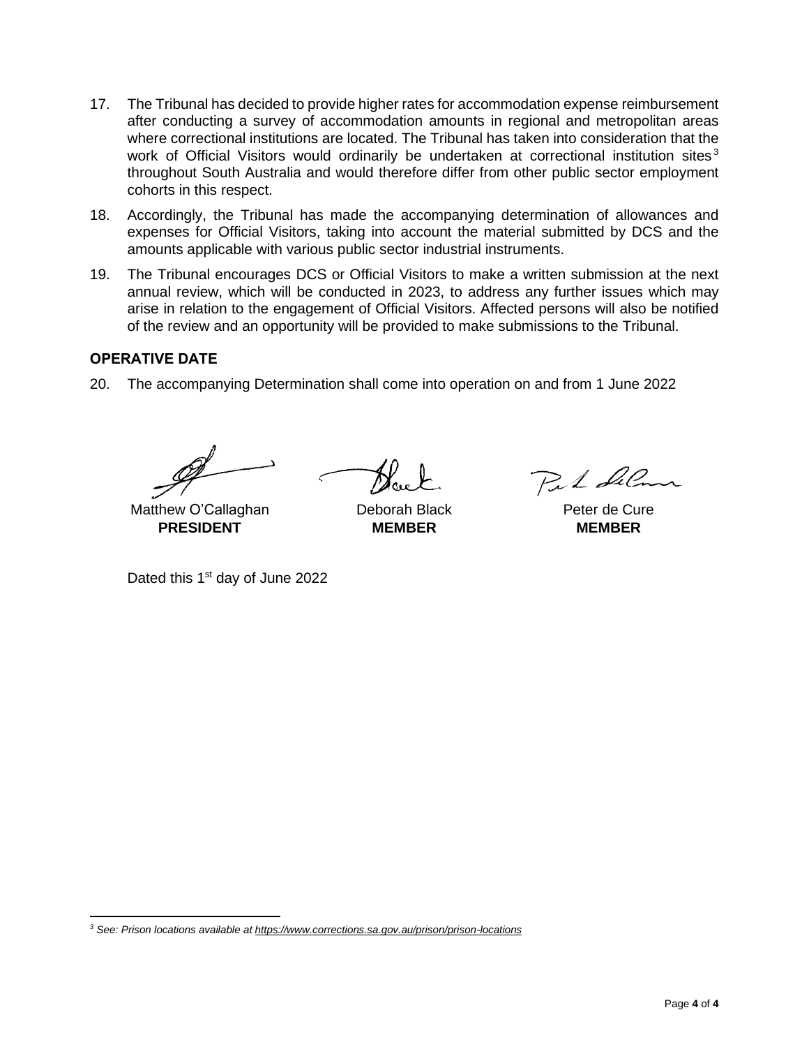17. The Tribunal has decided to provide higher rates for accommodation expense reimbursement after conducting a survey of accommodation amounts in regional and metropolitan areas where correctional institutions are located. The Tribunal has taken into consideration that the work of Official Visitors would ordinarily be undertaken at correctional institution sites[3] throughout South Australia and would therefore differ from other public sector employment cohorts in this respect.

18. Accordingly, the Tribunal has made the accompanying determination of allowances and expenses for Official Visitors, taking into account the material submitted by DCS and the amounts applicable with various public sector industrial instruments.

19. The Tribunal encourages DCS or Official Visitors to make a written submission at the next annual review, which will be conducted in 2023, to address any further issues which may arise in relation to the engagement of Official Visitors. Affected persons will also be notified of the review and an opportunity will be provided to make submissions to the Tribunal.

## OPERATIVE DATE

20. The accompanying Determination shall come into operation on and from 1 June 2022

| | | |
|---|---|---|
| Matthew O'Callaghan | Deborah Black | Peter de Cure |
| **PRESIDENT** | **MEMBER** | **MEMBER** |

Dated this 1st day of June 2022

---

[3] *See: Prison locations available at https://www.corrections.sa.gov.au/prison/prison-locations*